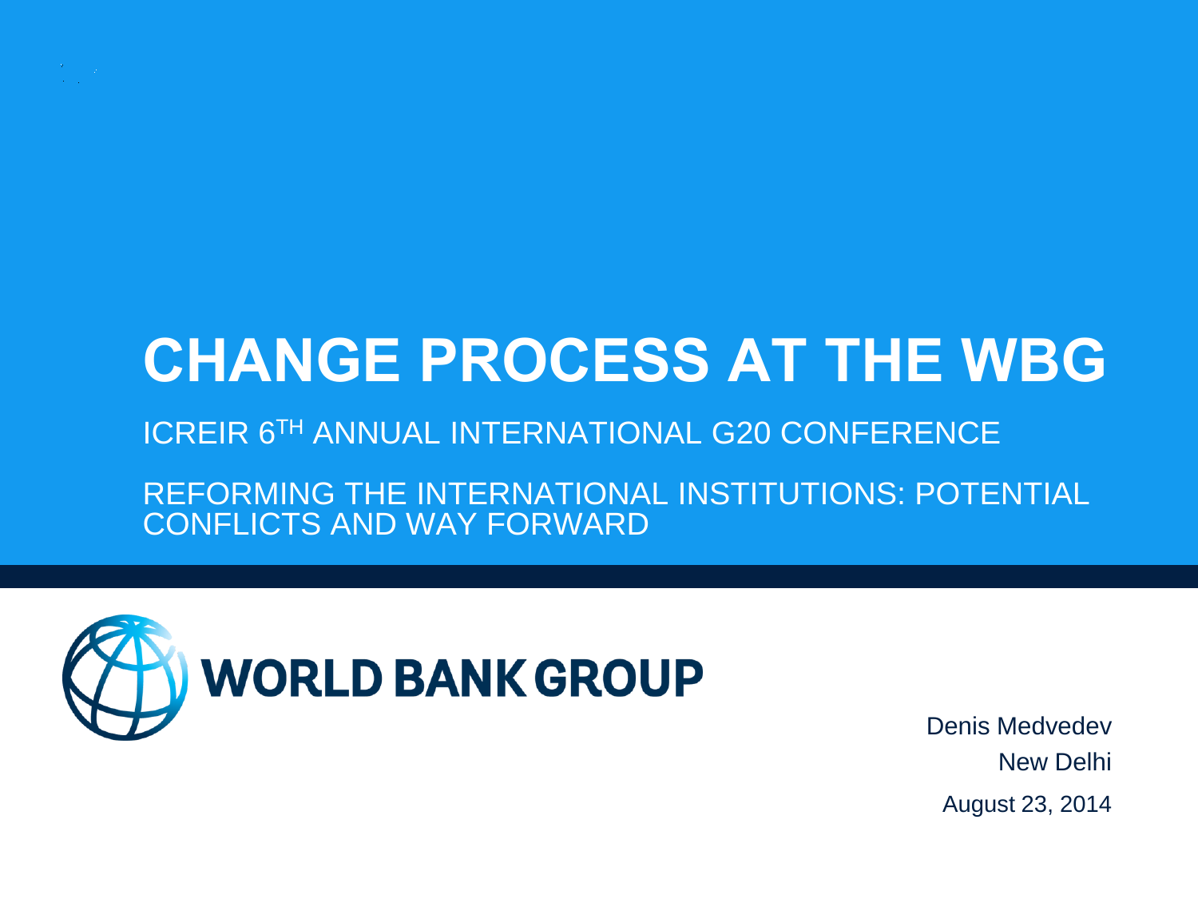# CHANGE PROCESS AT THE WBG

ICREIR 6TH ANNUAL INTERNATIONAL G20 CONFERENCE

REFORMING THE INTERNATIONAL INSTITUTIONS: POTENTIAL CONFLICTS AND WAY FORWARD

WORLD BANK GROUP

Denis Medvedev

New Delhi

August 23, 2014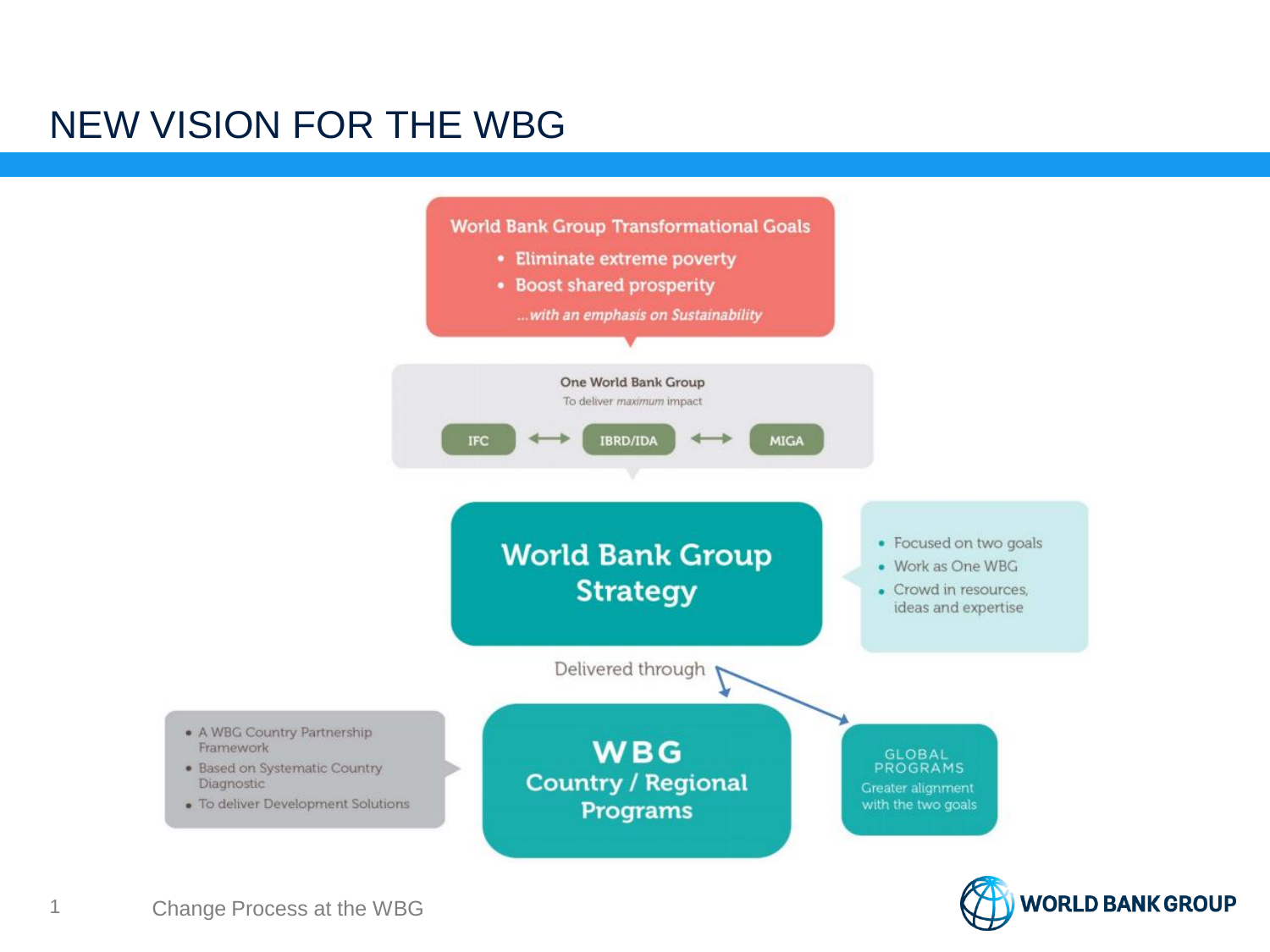# NEW VISION FOR THE WBG

**World Bank Group Transformational Goals**

- Eliminate extreme poverty
- Boost shared prosperity

*...with an emphasis on Sustainability*

**One World Bank Group**

To deliver *maximum* impact

IFC ↔ IBRD/IDA ↔ MIGA

## World Bank Group Strategy

- Focused on two goals
- Work as One WBG
- Crowd in resources, ideas and expertise

Delivered through

## WBG Country / Regional Programs

- A WBG Country Partnership Framework
- Based on Systematic Country Diagnostic
- To deliver Development Solutions

**GLOBAL PROGRAMS**

Greater alignment with the two goals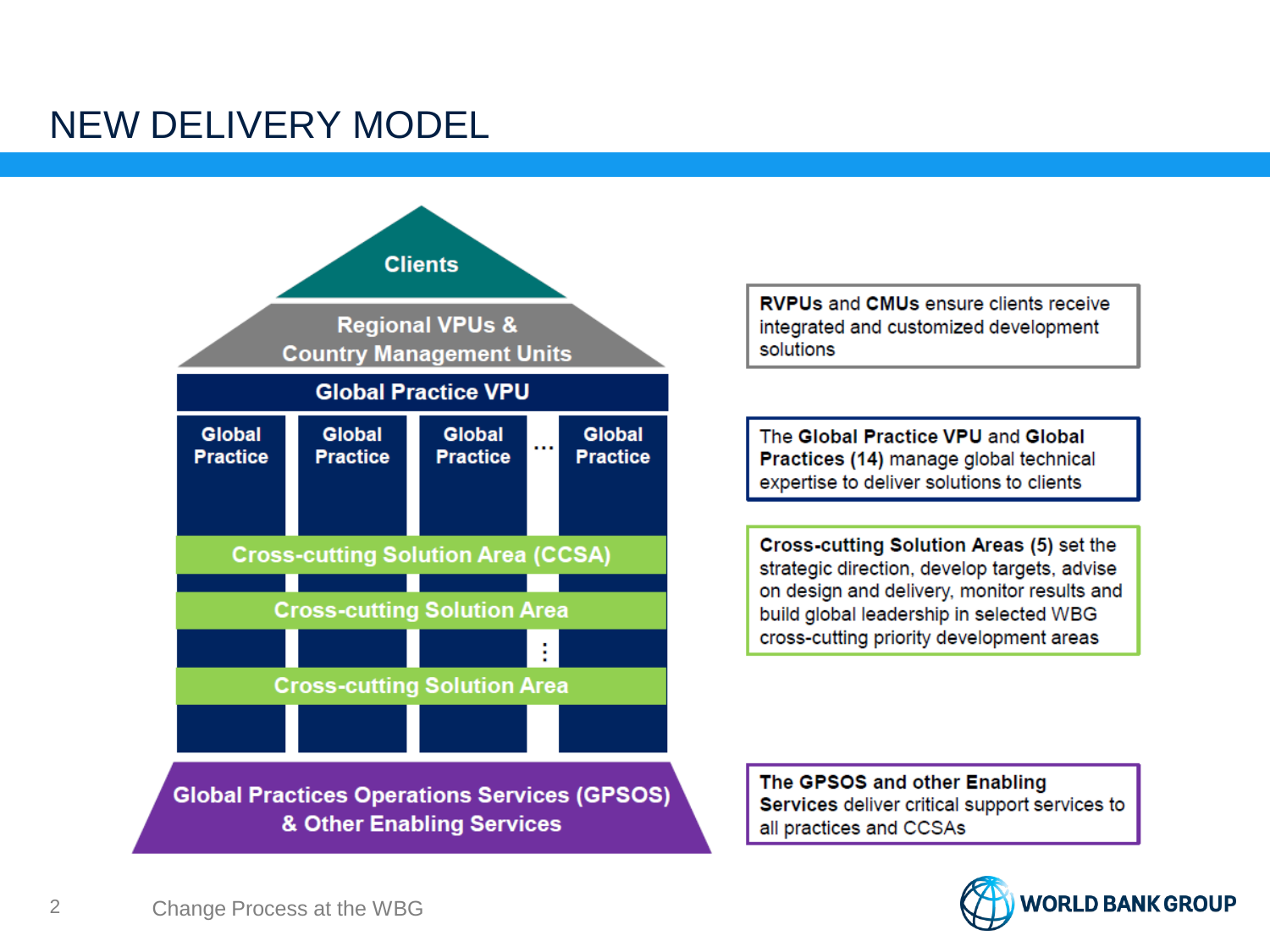# NEW DELIVERY MODEL

Clients

Regional VPUs & Country Management Units

Global Practice VPU

Global Practice | Global Practice | Global Practice | … | Global Practice

Cross-cutting Solution Area (CCSA)

Cross-cutting Solution Area

⋮

Cross-cutting Solution Area

Global Practices Operations Services (GPSOS) & Other Enabling Services

**RVPUs** and **CMUs** ensure clients receive integrated and customized development solutions

The **Global Practice VPU** and **Global Practices (14)** manage global technical expertise to deliver solutions to clients

**Cross-cutting Solution Areas (5)** set the strategic direction, develop targets, advise on design and delivery, monitor results and build global leadership in selected WBG cross-cutting priority development areas

**The GPSOS and other Enabling Services** deliver critical support services to all practices and CCSAs

Change Process at the WBG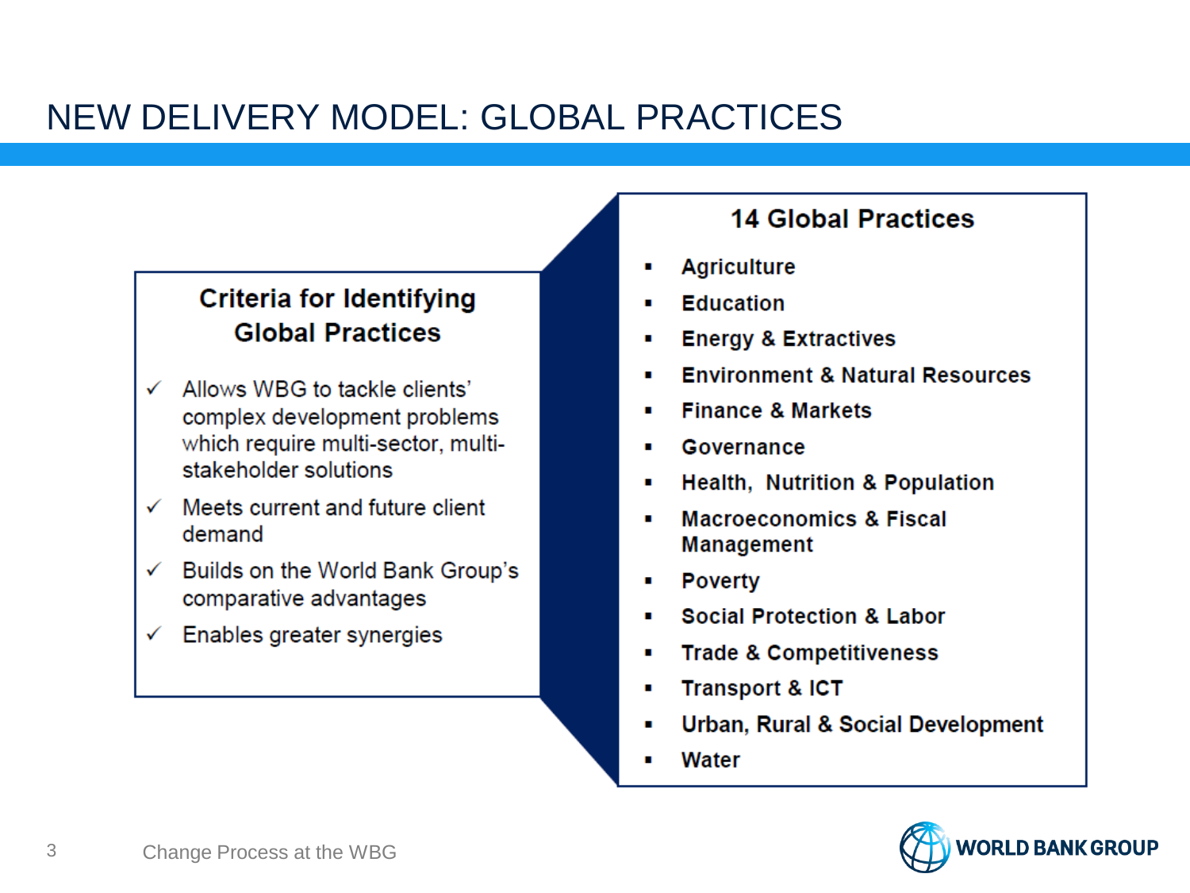# NEW DELIVERY MODEL: GLOBAL PRACTICES

### Criteria for Identifying Global Practices

- ✓ Allows WBG to tackle clients' complex development problems which require multi-sector, multi-stakeholder solutions
- ✓ Meets current and future client demand
- ✓ Builds on the World Bank Group's comparative advantages
- ✓ Enables greater synergies

### 14 Global Practices

- **Agriculture**
- **Education**
- **Energy & Extractives**
- **Environment & Natural Resources**
- **Finance & Markets**
- **Governance**
- **Health, Nutrition & Population**
- **Macroeconomics & Fiscal Management**
- **Poverty**
- **Social Protection & Labor**
- **Trade & Competitiveness**
- **Transport & ICT**
- **Urban, Rural & Social Development**
- **Water**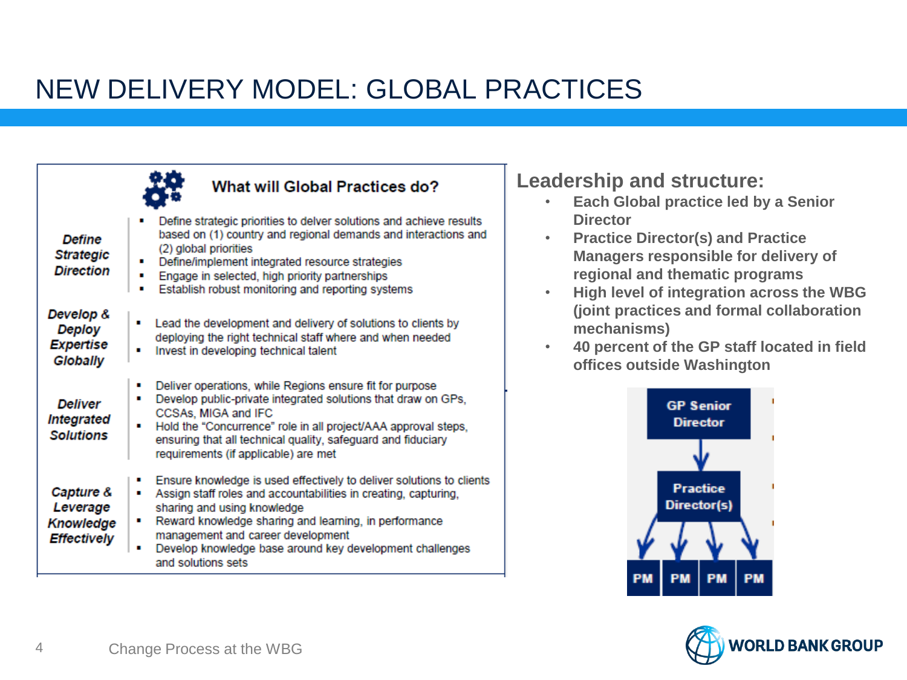# NEW DELIVERY MODEL: GLOBAL PRACTICES

## What will Global Practices do?

| | |
|---|---|
| ***Define Strategic Direction*** | ▪ Define strategic priorities to delver solutions and achieve results based on (1) country and regional demands and interactions and (2) global priorities<br>▪ Define/implement integrated resource strategies<br>▪ Engage in selected, high priority partnerships<br>▪ Establish robust monitoring and reporting systems |
| ***Develop & Deploy Expertise Globally*** | ▪ Lead the development and delivery of solutions to clients by deploying the right technical staff where and when needed<br>▪ Invest in developing technical talent |
| ***Deliver Integrated Solutions*** | ▪ Deliver operations, while Regions ensure fit for purpose<br>▪ Develop public-private integrated solutions that draw on GPs, CCSAs, MIGA and IFC<br>▪ Hold the "Concurrence" role in all project/AAA approval steps, ensuring that all technical quality, safeguard and fiduciary requirements (if applicable) are met |
| ***Capture & Leverage Knowledge Effectively*** | ▪ Ensure knowledge is used effectively to deliver solutions to clients<br>▪ Assign staff roles and accountabilities in creating, capturing, sharing and using knowledge<br>▪ Reward knowledge sharing and learning, in performance management and career development<br>▪ Develop knowledge base around key development challenges and solutions sets |

## Leadership and structure:

- **Each Global practice led by a Senior Director**
- **Practice Director(s) and Practice Managers responsible for delivery of regional and thematic programs**
- **High level of integration across the WBG (joint practices and formal collaboration mechanisms)**
- **40 percent of the GP staff located in field offices outside Washington**

GP Senior Director → Practice Director(s) → PM, PM, PM, PM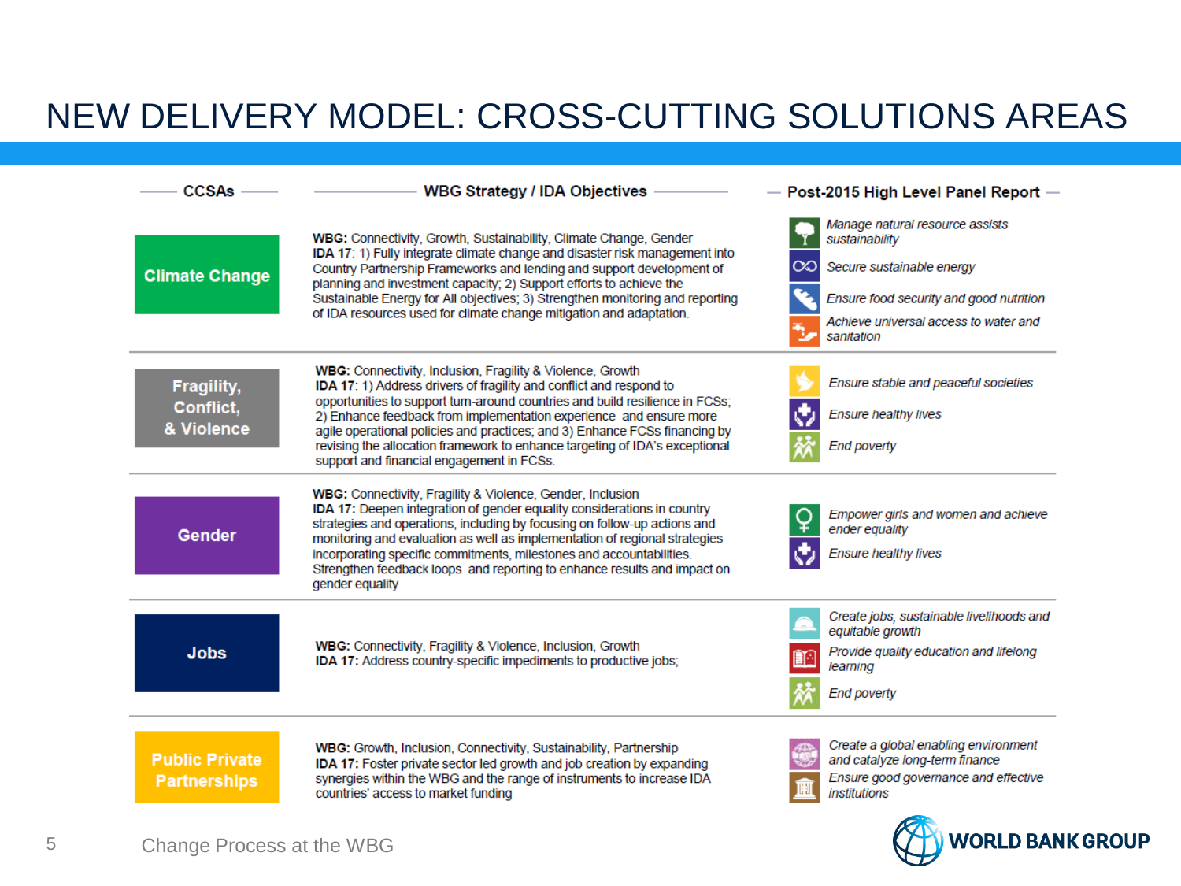# NEW DELIVERY MODEL: CROSS-CUTTING SOLUTIONS AREAS

| CCSAs | WBG Strategy / IDA Objectives | Post-2015 High Level Panel Report |
|---|---|---|
| Climate Change | **WBG:** Connectivity, Growth, Sustainability, Climate Change, Gender<br>**IDA 17**: 1) Fully integrate climate change and disaster risk management into Country Partnership Frameworks and lending and support development of planning and investment capacity; 2) Support efforts to achieve the Sustainable Energy for All objectives; 3) Strengthen monitoring and reporting of IDA resources used for climate change mitigation and adaptation. | *Manage natural resource assists sustainability*<br>*Secure sustainable energy*<br>*Ensure food security and good nutrition*<br>*Achieve universal access to water and sanitation* |
| Fragility, Conflict, & Violence | **WBG:** Connectivity, Inclusion, Fragility & Violence, Growth<br>**IDA 17**: 1) Address drivers of fragility and conflict and respond to opportunities to support turn-around countries and build resilience in FCSs; 2) Enhance feedback from implementation experience and ensure more agile operational policies and practices; and 3) Enhance FCSs financing by revising the allocation framework to enhance targeting of IDA's exceptional support and financial engagement in FCSs. | *Ensure stable and peaceful societies*<br>*Ensure healthy lives*<br>*End poverty* |
| Gender | **WBG:** Connectivity, Fragility & Violence, Gender, Inclusion<br>**IDA 17:** Deepen integration of gender equality considerations in country strategies and operations, including by focusing on follow-up actions and monitoring and evaluation as well as implementation of regional strategies incorporating specific commitments, milestones and accountabilities. Strengthen feedback loops and reporting to enhance results and impact on gender equality | *Empower girls and women and achieve ender equality*<br>*Ensure healthy lives* |
| Jobs | **WBG:** Connectivity, Fragility & Violence, Inclusion, Growth<br>**IDA 17:** Address country-specific impediments to productive jobs; | *Create jobs, sustainable livelihoods and equitable growth*<br>*Provide quality education and lifelong learning*<br>*End poverty* |
| Public Private Partnerships | **WBG:** Growth, Inclusion, Connectivity, Sustainability, Partnership<br>**IDA 17:** Foster private sector led growth and job creation by expanding synergies within the WBG and the range of instruments to increase IDA countries' access to market funding | *Create a global enabling environment and catalyze long-term finance*<br>*Ensure good governance and effective institutions* |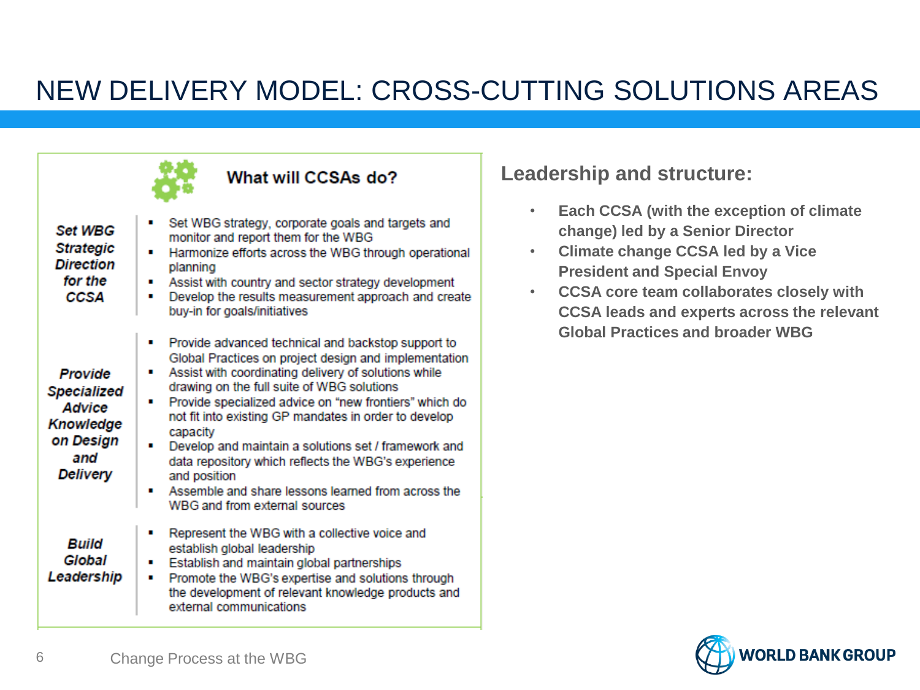# NEW DELIVERY MODEL: CROSS-CUTTING SOLUTIONS AREAS

## What will CCSAs do?

| | |
|---|---|
| ***Set WBG Strategic Direction for the CCSA*** | ▪ Set WBG strategy, corporate goals and targets and monitor and report them for the WBG<br>▪ Harmonize efforts across the WBG through operational planning<br>▪ Assist with country and sector strategy development<br>▪ Develop the results measurement approach and create buy-in for goals/initiatives |
| ***Provide Specialized Advice Knowledge on Design and Delivery*** | ▪ Provide advanced technical and backstop support to Global Practices on project design and implementation<br>▪ Assist with coordinating delivery of solutions while drawing on the full suite of WBG solutions<br>▪ Provide specialized advice on "new frontiers" which do not fit into existing GP mandates in order to develop capacity<br>▪ Develop and maintain a solutions set / framework and data repository which reflects the WBG's experience and position<br>▪ Assemble and share lessons learned from across the WBG and from external sources |
| ***Build Global Leadership*** | ▪ Represent the WBG with a collective voice and establish global leadership<br>▪ Establish and maintain global partnerships<br>▪ Promote the WBG's expertise and solutions through the development of relevant knowledge products and external communications |

## Leadership and structure:

- **Each CCSA (with the exception of climate change) led by a Senior Director**
- **Climate change CCSA led by a Vice President and Special Envoy**
- **CCSA core team collaborates closely with CCSA leads and experts across the relevant Global Practices and broader WBG**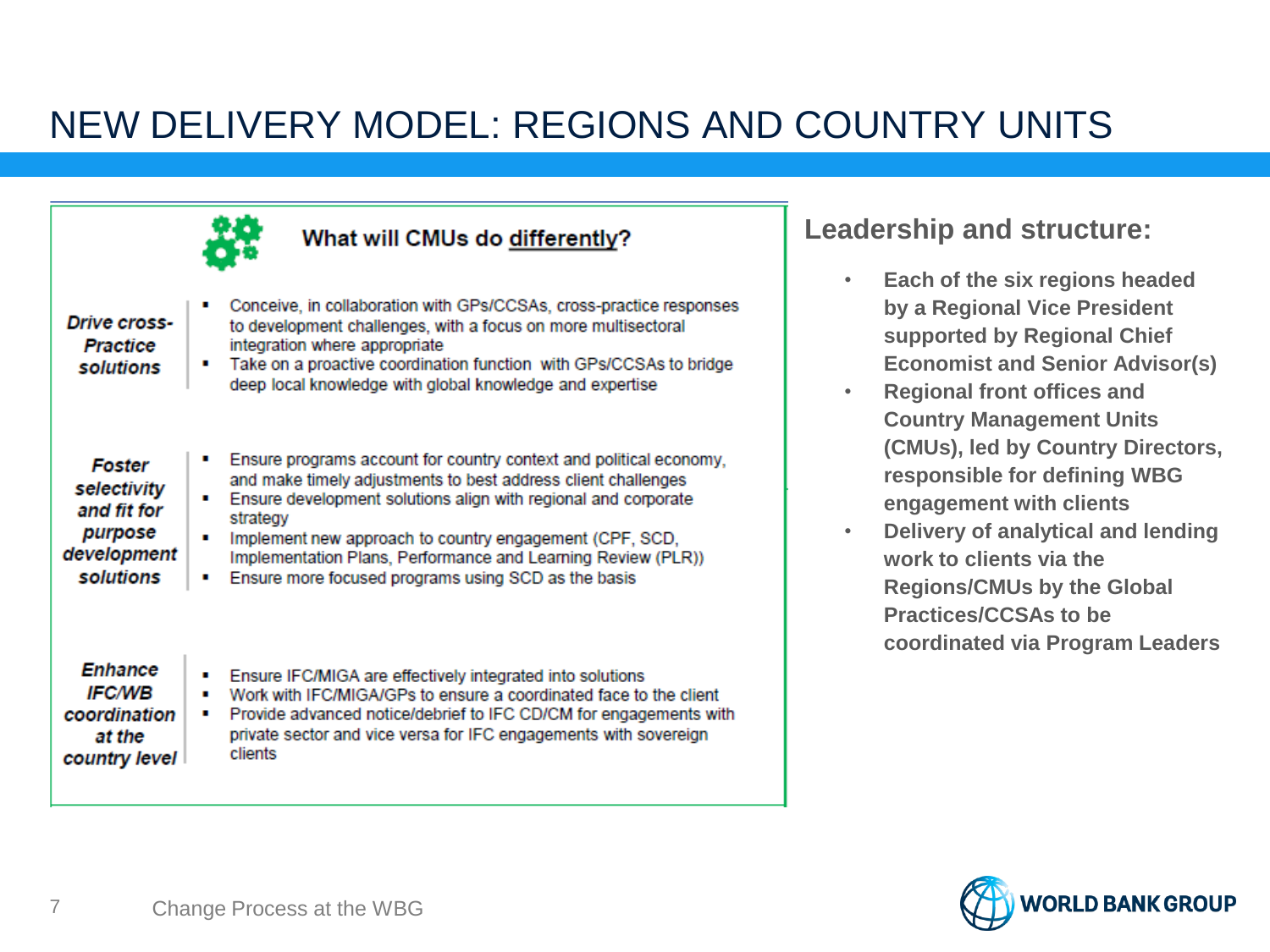# NEW DELIVERY MODEL: REGIONS AND COUNTRY UNITS

## What will CMUs do differently?

| | |
|---|---|
| ***Drive cross-Practice solutions*** | ▪ Conceive, in collaboration with GPs/CCSAs, cross-practice responses to development challenges, with a focus on more multisectoral integration where appropriate<br>▪ Take on a proactive coordination function with GPs/CCSAs to bridge deep local knowledge with global knowledge and expertise |
| ***Foster selectivity and fit for purpose development solutions*** | ▪ Ensure programs account for country context and political economy, and make timely adjustments to best address client challenges<br>▪ Ensure development solutions align with regional and corporate strategy<br>▪ Implement new approach to country engagement (CPF, SCD, Implementation Plans, Performance and Learning Review (PLR))<br>▪ Ensure more focused programs using SCD as the basis |
| ***Enhance IFC/WB coordination at the country level*** | ▪ Ensure IFC/MIGA are effectively integrated into solutions<br>▪ Work with IFC/MIGA/GPs to ensure a coordinated face to the client<br>▪ Provide advanced notice/debrief to IFC CD/CM for engagements with private sector and vice versa for IFC engagements with sovereign clients |

## Leadership and structure:

- **Each of the six regions headed by a Regional Vice President supported by Regional Chief Economist and Senior Advisor(s)**
- **Regional front offices and Country Management Units (CMUs), led by Country Directors, responsible for defining WBG engagement with clients**
- **Delivery of analytical and lending work to clients via the Regions/CMUs by the Global Practices/CCSAs to be coordinated via Program Leaders**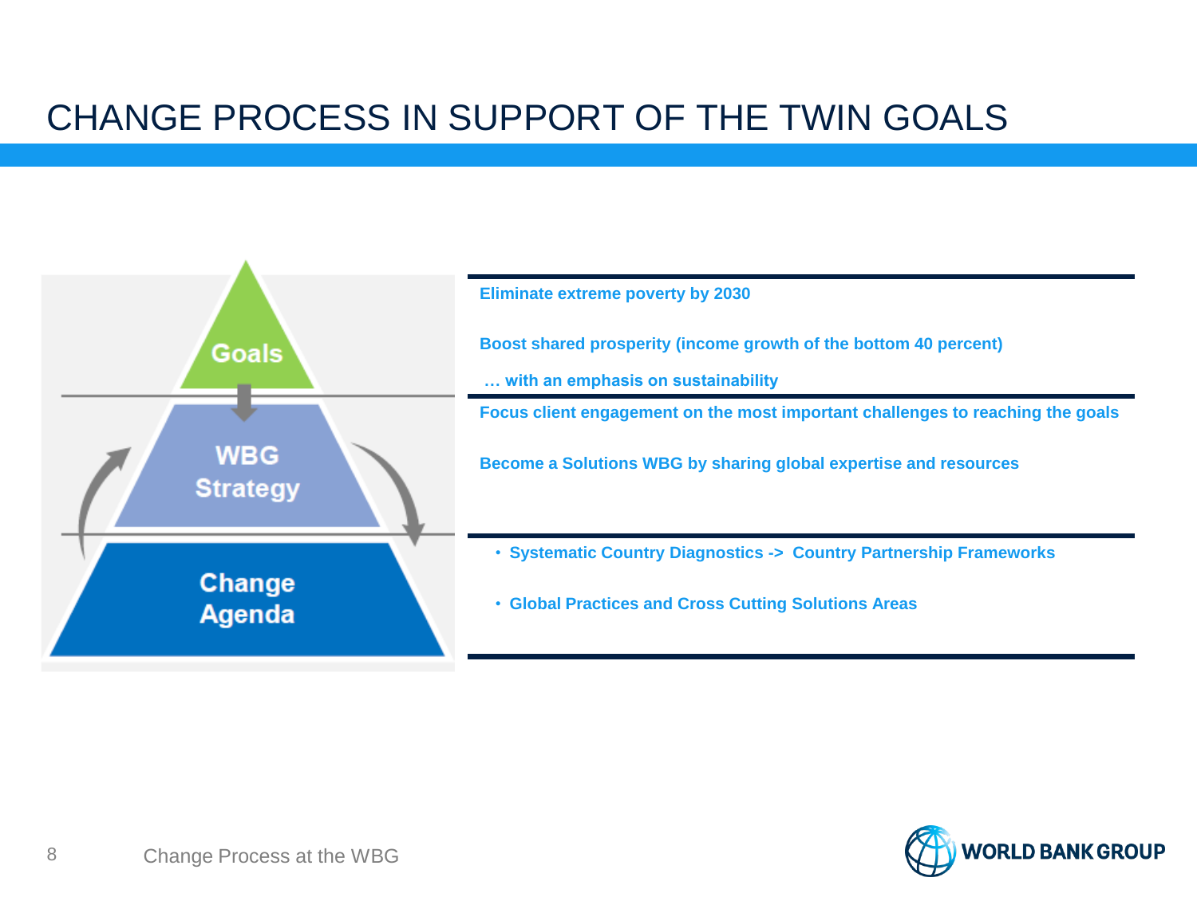# CHANGE PROCESS IN SUPPORT OF THE TWIN GOALS

| | |
|---|---|
| Goals | Eliminate extreme poverty by 2030<br><br>Boost shared prosperity (income growth of the bottom 40 percent)<br><br>… with an emphasis on sustainability |
| WBG Strategy | Focus client engagement on the most important challenges to reaching the goals<br><br>Become a Solutions WBG by sharing global expertise and resources |
| Change Agenda | • Systematic Country Diagnostics -> Country Partnership Frameworks<br><br>• Global Practices and Cross Cutting Solutions Areas |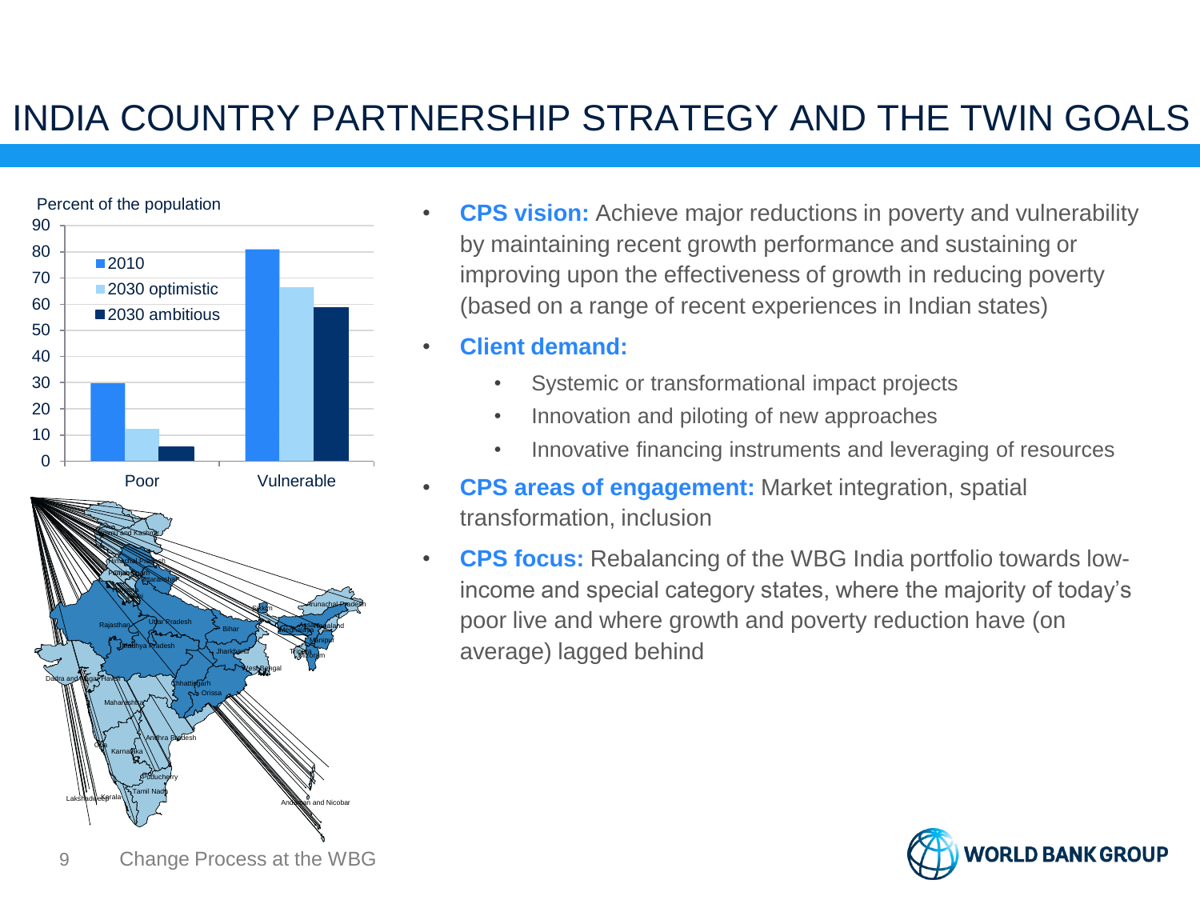# INDIA COUNTRY PARTNERSHIP STRATEGY AND THE TWIN GOALS

Percent of the population

90
80
70
60
50
40
30
20
10
0

2010
2030 optimistic
2030 ambitious

Poor
Vulnerable

Jammu and Kashmir
Himachal Pradesh
Punjab
Chandigarh
Uttarakhand
Haryana
Rajasthan
Uttar Pradesh
Madhya Pradesh
Bihar
Sikkim
Arunachal Pradesh
Assam
Nagaland
Meghalaya
Manipur
Jharkhand
Tripura
Mizoram
West Bengal
Dadra and Nagar Haveli
Chhattisgarh
Orissa
Maharashtra
Andhra Pradesh
Goa
Karnataka
Puducherry
Tamil Nadu
Lakshadweep
Kerala
Andaman and Nicobar

- **CPS vision:** Achieve major reductions in poverty and vulnerability by maintaining recent growth performance and sustaining or improving upon the effectiveness of growth in reducing poverty (based on a range of recent experiences in Indian states)
- **Client demand:**
  - Systemic or transformational impact projects
  - Innovation and piloting of new approaches
  - Innovative financing instruments and leveraging of resources
- **CPS areas of engagement:** Market integration, spatial transformation, inclusion
- **CPS focus:** Rebalancing of the WBG India portfolio towards low-income and special category states, where the majority of today's poor live and where growth and poverty reduction have (on average) lagged behind